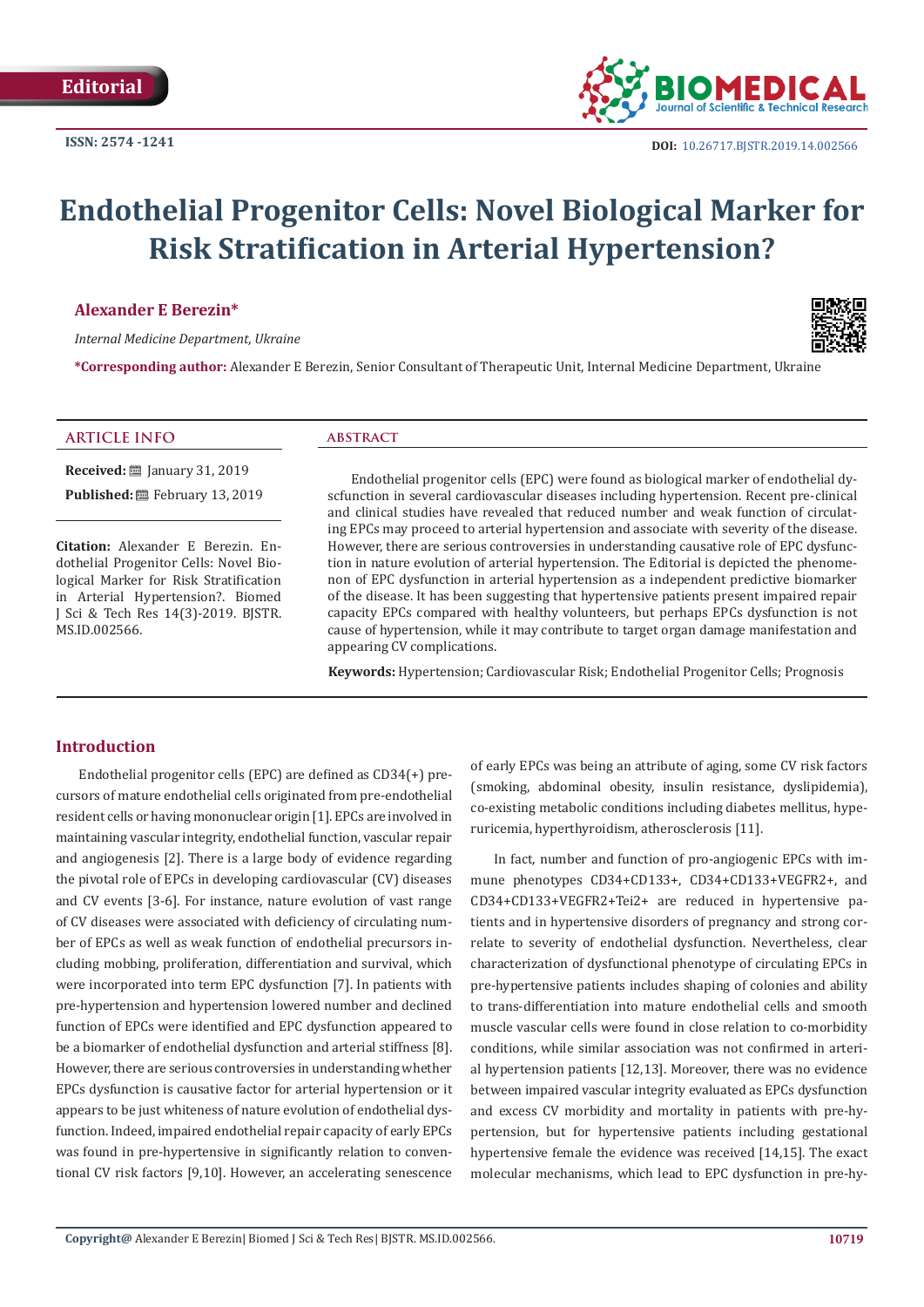Editorial

ISSN: 2574 -1241

DOI: 10.26717.BJSTR.2019.14.002566

# Endothelial Progenitor Cells: Novel Biological Marker for Risk Stratification in Arterial Hypertension?

**Alexander E Berezin***

*Internal Medicine Department, Ukraine*

***Corresponding author:** Alexander E Berezin, Senior Consultant of Therapeutic Unit, Internal Medicine Department, Ukraine

## ARTICLE INFO

**Received:** January 31, 2019

**Published:** February 13, 2019

**Citation:** Alexander E Berezin. Endothelial Progenitor Cells: Novel Biological Marker for Risk Stratification in Arterial Hypertension?. Biomed J Sci & Tech Res 14(3)-2019. BJSTR. MS.ID.002566.

## ABSTRACT

Endothelial progenitor cells (EPC) were found as biological marker of endothelial dyscfunction in several cardiovascular diseases including hypertension. Recent pre-clinical and clinical studies have revealed that reduced number and weak function of circulating EPCs may proceed to arterial hypertension and associate with severity of the disease. However, there are serious controversies in understanding causative role of EPC dysfunction in nature evolution of arterial hypertension. The Editorial is depicted the phenomenon of EPC dysfunction in arterial hypertension as a independent predictive biomarker of the disease. It has been suggesting that hypertensive patients present impaired repair capacity EPCs compared with healthy volunteers, but perhaps EPCs dysfunction is not cause of hypertension, while it may contribute to target organ damage manifestation and appearing CV complications.

**Keywords:** Hypertension; Cardiovascular Risk; Endothelial Progenitor Cells; Prognosis

## Introduction

Endothelial progenitor cells (EPC) are defined as CD34(+) precursors of mature endothelial cells originated from pre-endothelial resident cells or having mononuclear origin [1]. EPCs are involved in maintaining vascular integrity, endothelial function, vascular repair and angiogenesis [2]. There is a large body of evidence regarding the pivotal role of EPCs in developing cardiovascular (CV) diseases and CV events [3-6]. For instance, nature evolution of vast range of CV diseases were associated with deficiency of circulating number of EPCs as well as weak function of endothelial precursors including mobbing, proliferation, differentiation and survival, which were incorporated into term EPC dysfunction [7]. In patients with pre-hypertension and hypertension lowered number and declined function of EPCs were identified and EPC dysfunction appeared to be a biomarker of endothelial dysfunction and arterial stiffness [8]. However, there are serious controversies in understanding whether EPCs dysfunction is causative factor for arterial hypertension or it appears to be just whiteness of nature evolution of endothelial dysfunction. Indeed, impaired endothelial repair capacity of early EPCs was found in pre-hypertensive in significantly relation to conventional CV risk factors [9,10]. However, an accelerating senescence of early EPCs was being an attribute of aging, some CV risk factors (smoking, abdominal obesity, insulin resistance, dyslipidemia), co-existing metabolic conditions including diabetes mellitus, hyperuricemia, hyperthyroidism, atherosclerosis [11].

In fact, number and function of pro-angiogenic EPCs with immune phenotypes CD34+CD133+, CD34+CD133+VEGFR2+, and CD34+CD133+VEGFR2+Tei2+ are reduced in hypertensive patients and in hypertensive disorders of pregnancy and strong correlate to severity of endothelial dysfunction. Nevertheless, clear characterization of dysfunctional phenotype of circulating EPCs in pre-hypertensive patients includes shaping of colonies and ability to trans-differentiation into mature endothelial cells and smooth muscle vascular cells were found in close relation to co-morbidity conditions, while similar association was not confirmed in arterial hypertension patients [12,13]. Moreover, there was no evidence between impaired vascular integrity evaluated as EPCs dysfunction and excess CV morbidity and mortality in patients with pre-hypertension, but for hypertensive patients including gestational hypertensive female the evidence was received [14,15]. The exact molecular mechanisms, which lead to EPC dysfunction in pre-hy-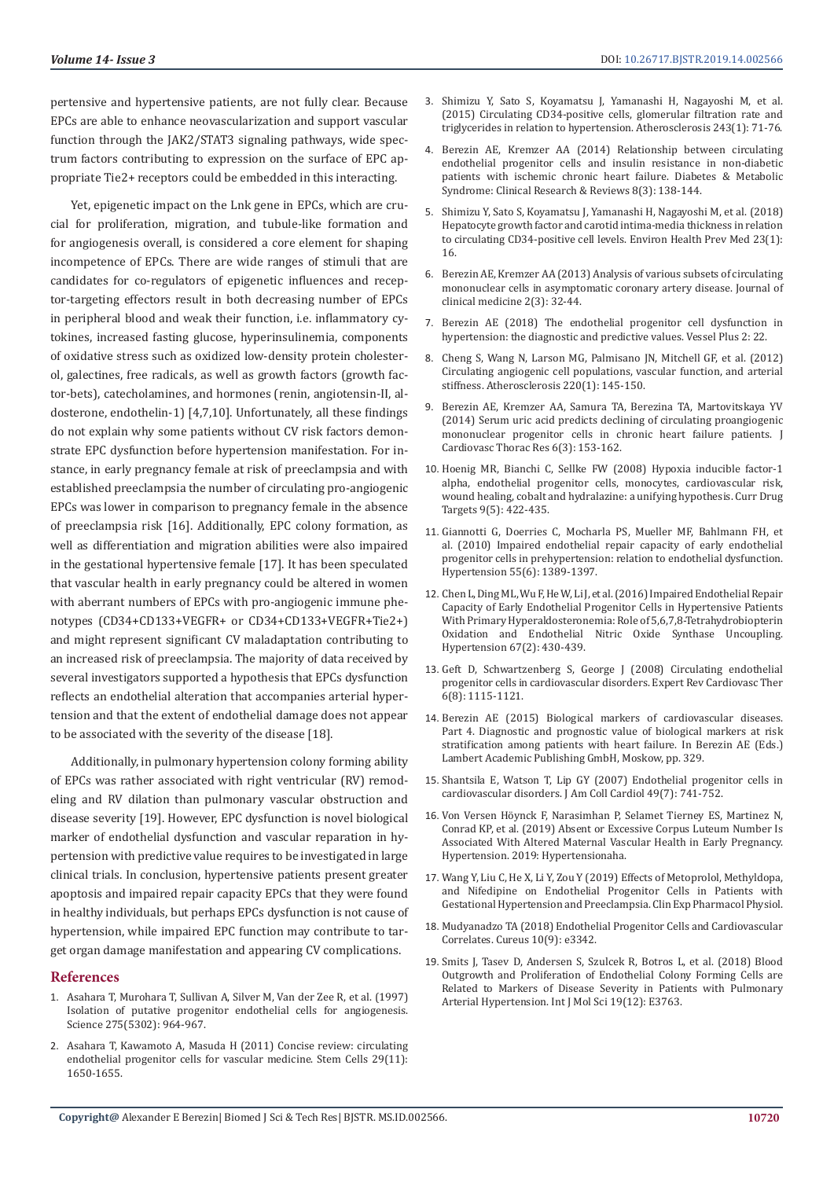pertensive and hypertensive patients, are not fully clear. Because EPCs are able to enhance neovascularization and support vascular function through the JAK2/STAT3 signaling pathways, wide spectrum factors contributing to expression on the surface of EPC appropriate Tie2+ receptors could be embedded in this interacting.

Yet, epigenetic impact on the Lnk gene in EPCs, which are crucial for proliferation, migration, and tubule-like formation and for angiogenesis overall, is considered a core element for shaping incompetence of EPCs. There are wide ranges of stimuli that are candidates for co-regulators of epigenetic influences and receptor-targeting effectors result in both decreasing number of EPCs in peripheral blood and weak their function, i.e. inflammatory cytokines, increased fasting glucose, hyperinsulinemia, components of oxidative stress such as oxidized low-density protein cholesterol, galectines, free radicals, as well as growth factors (growth factor-bets), catecholamines, and hormones (renin, angiotensin-II, aldosterone, endothelin-1) [4,7,10]. Unfortunately, all these findings do not explain why some patients without CV risk factors demonstrate EPC dysfunction before hypertension manifestation. For instance, in early pregnancy female at risk of preeclampsia and with established preeclampsia the number of circulating pro-angiogenic EPCs was lower in comparison to pregnancy female in the absence of preeclampsia risk [16]. Additionally, EPC colony formation, as well as differentiation and migration abilities were also impaired in the gestational hypertensive female [17]. It has been speculated that vascular health in early pregnancy could be altered in women with aberrant numbers of EPCs with pro-angiogenic immune phenotypes (CD34+CD133+VEGFR+ or CD34+CD133+VEGFR+Tie2+) and might represent significant CV maladaptation contributing to an increased risk of preeclampsia. The majority of data received by several investigators supported a hypothesis that EPCs dysfunction reflects an endothelial alteration that accompanies arterial hypertension and that the extent of endothelial damage does not appear to be associated with the severity of the disease [18].

Additionally, in pulmonary hypertension colony forming ability of EPCs was rather associated with right ventricular (RV) remodeling and RV dilation than pulmonary vascular obstruction and disease severity [19]. However, EPC dysfunction is novel biological marker of endothelial dysfunction and vascular reparation in hypertension with predictive value requires to be investigated in large clinical trials. In conclusion, hypertensive patients present greater apoptosis and impaired repair capacity EPCs that they were found in healthy individuals, but perhaps EPCs dysfunction is not cause of hypertension, while impaired EPC function may contribute to target organ damage manifestation and appearing CV complications.

## References

1. Asahara T, Murohara T, Sullivan A, Silver M, Van der Zee R, et al. (1997) Isolation of putative progenitor endothelial cells for angiogenesis. Science 275(5302): 964-967.
2. Asahara T, Kawamoto A, Masuda H (2011) Concise review: circulating endothelial progenitor cells for vascular medicine. Stem Cells 29(11): 1650-1655.
3. Shimizu Y, Sato S, Koyamatsu J, Yamanashi H, Nagayoshi M, et al. (2015) Circulating CD34-positive cells, glomerular filtration rate and triglycerides in relation to hypertension. Atherosclerosis 243(1): 71-76.
4. Berezin AE, Kremzer AA (2014) Relationship between circulating endothelial progenitor cells and insulin resistance in non-diabetic patients with ischemic chronic heart failure. Diabetes & Metabolic Syndrome: Clinical Research & Reviews 8(3): 138-144.
5. Shimizu Y, Sato S, Koyamatsu J, Yamanashi H, Nagayoshi M, et al. (2018) Hepatocyte growth factor and carotid intima-media thickness in relation to circulating CD34-positive cell levels. Environ Health Prev Med 23(1): 16.
6. Berezin AE, Kremzer AA (2013) Analysis of various subsets of circulating mononuclear cells in asymptomatic coronary artery disease. Journal of clinical medicine 2(3): 32-44.
7. Berezin AE (2018) The endothelial progenitor cell dysfunction in hypertension: the diagnostic and predictive values. Vessel Plus 2: 22.
8. Cheng S, Wang N, Larson MG, Palmisano JN, Mitchell GF, et al. (2012) Circulating angiogenic cell populations, vascular function, and arterial stiffness. Atherosclerosis 220(1): 145-150.
9. Berezin AE, Kremzer AA, Samura TA, Berezina TA, Martovitskaya YV (2014) Serum uric acid predicts declining of circulating proangiogenic mononuclear progenitor cells in chronic heart failure patients. J Cardiovasc Thorac Res 6(3): 153-162.
10. Hoenig MR, Bianchi C, Sellke FW (2008) Hypoxia inducible factor-1 alpha, endothelial progenitor cells, monocytes, cardiovascular risk, wound healing, cobalt and hydralazine: a unifying hypothesis. Curr Drug Targets 9(5): 422-435.
11. Giannotti G, Doerries C, Mocharla PS, Mueller MF, Bahlmann FH, et al. (2010) Impaired endothelial repair capacity of early endothelial progenitor cells in prehypertension: relation to endothelial dysfunction. Hypertension 55(6): 1389-1397.
12. Chen L, Ding ML, Wu F, He W, Li J, et al. (2016) Impaired Endothelial Repair Capacity of Early Endothelial Progenitor Cells in Hypertensive Patients With Primary Hyperaldosteronemia: Role of 5,6,7,8-Tetrahydrobiopterin Oxidation and Endothelial Nitric Oxide Synthase Uncoupling. Hypertension 67(2): 430-439.
13. Geft D, Schwartzenberg S, George J (2008) Circulating endothelial progenitor cells in cardiovascular disorders. Expert Rev Cardiovasc Ther 6(8): 1115-1121.
14. Berezin AE (2015) Biological markers of cardiovascular diseases. Part 4. Diagnostic and prognostic value of biological markers at risk stratification among patients with heart failure. In Berezin AE (Eds.) Lambert Academic Publishing GmbH, Moskow, pp. 329.
15. Shantsila E, Watson T, Lip GY (2007) Endothelial progenitor cells in cardiovascular disorders. J Am Coll Cardiol 49(7): 741-752.
16. Von Versen Höynck F, Narasimhan P, Selamet Tierney ES, Martinez N, Conrad KP, et al. (2019) Absent or Excessive Corpus Luteum Number Is Associated With Altered Maternal Vascular Health in Early Pregnancy. Hypertension. 2019: Hypertensionaha.
17. Wang Y, Liu C, He X, Li Y, Zou Y (2019) Effects of Metoprolol, Methyldopa, and Nifedipine on Endothelial Progenitor Cells in Patients with Gestational Hypertension and Preeclampsia. Clin Exp Pharmacol Physiol.
18. Mudyanadzo TA (2018) Endothelial Progenitor Cells and Cardiovascular Correlates. Cureus 10(9): e3342.
19. Smits J, Tasev D, Andersen S, Szulcek R, Botros L, et al. (2018) Blood Outgrowth and Proliferation of Endothelial Colony Forming Cells are Related to Markers of Disease Severity in Patients with Pulmonary Arterial Hypertension. Int J Mol Sci 19(12): E3763.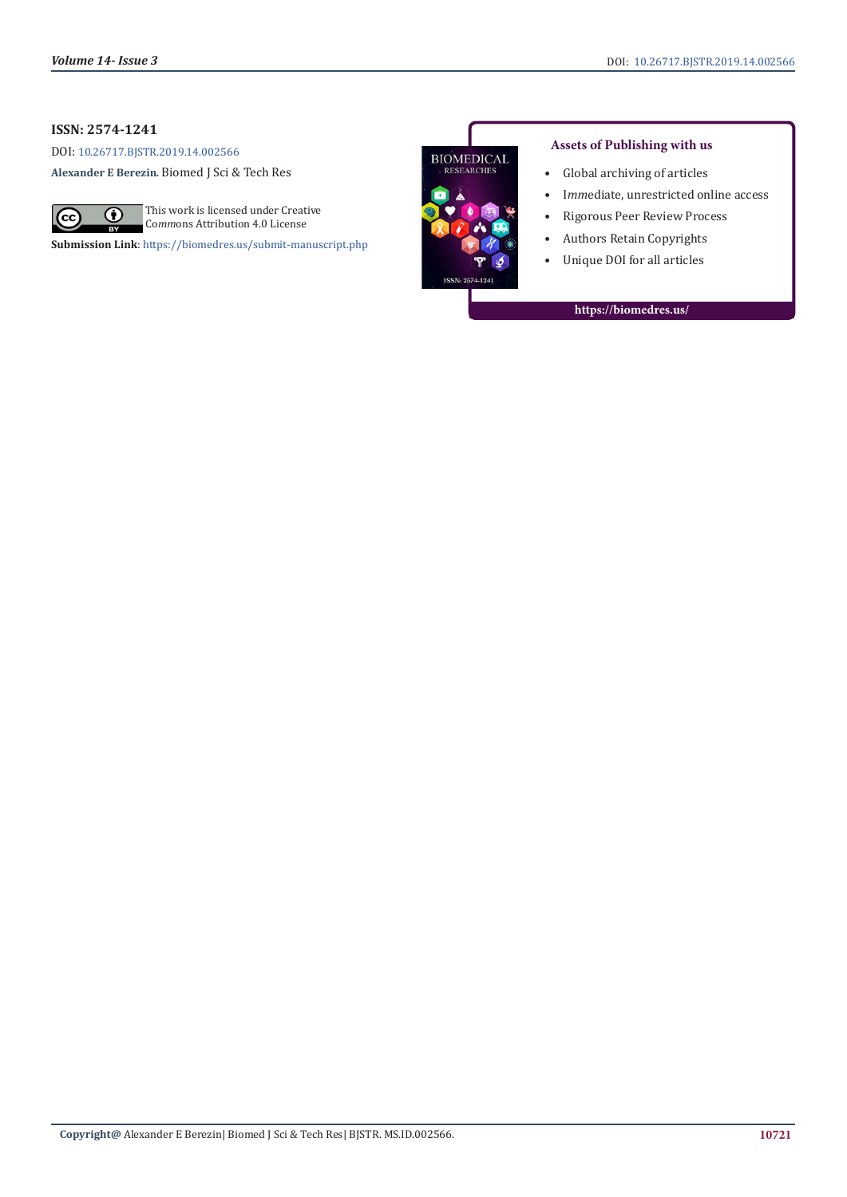**ISSN: 2574-1241**

DOI: 10.26717.BJSTR.2019.14.002566

**Alexander E Berezin**. Biomed J Sci & Tech Res

This work is licensed under Creative Commons Attribution 4.0 License

**Submission Link**: https://biomedres.us/submit-manuscript.php

### Assets of Publishing with us

- Global archiving of articles
- Immediate, unrestricted online access
- Rigorous Peer Review Process
- Authors Retain Copyrights
- Unique DOI for all articles

**https://biomedres.us/**